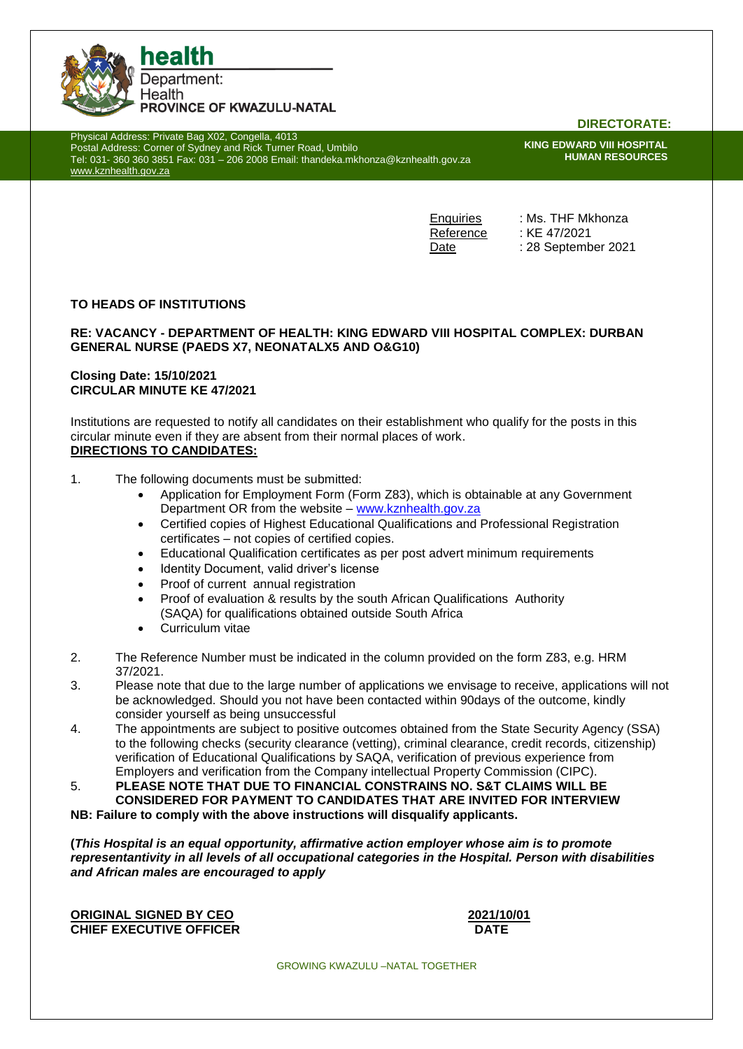**health**
Department:
Health
**PROVINCE OF KWAZULU-NATAL**

Physical Address: Private Bag X02, Congella, 4013
Postal Address: Corner of Sydney and Rick Turner Road, Umbilo
Tel: 031- 360 360 3851 Fax: 031 – 206 2008 Email: thandeka.mkhonza@kznhealth.gov.za
www.kznhealth.gov.za

**DIRECTORATE:**

**KING EDWARD VIII HOSPITAL HUMAN RESOURCES**

Enquiries : Ms. THF Mkhonza
Reference : KE 47/2021
Date : 28 September 2021

**TO HEADS OF INSTITUTIONS**

**RE: VACANCY - DEPARTMENT OF HEALTH: KING EDWARD VIII HOSPITAL COMPLEX: DURBAN GENERAL NURSE (PAEDS X7, NEONATALX5 AND O&G10)**

**Closing Date: 15/10/2021**
**CIRCULAR MINUTE KE 47/2021**

Institutions are requested to notify all candidates on their establishment who qualify for the posts in this circular minute even if they are absent from their normal places of work.

**DIRECTIONS TO CANDIDATES:**

1. The following documents must be submitted:
   - Application for Employment Form (Form Z83), which is obtainable at any Government Department OR from the website – www.kznhealth.gov.za
   - Certified copies of Highest Educational Qualifications and Professional Registration certificates – not copies of certified copies.
   - Educational Qualification certificates as per post advert minimum requirements
   - Identity Document, valid driver's license
   - Proof of current annual registration
   - Proof of evaluation & results by the south African Qualifications Authority (SAQA) for qualifications obtained outside South Africa
   - Curriculum vitae
2. The Reference Number must be indicated in the column provided on the form Z83, e.g. HRM 37/2021.
3. Please note that due to the large number of applications we envisage to receive, applications will not be acknowledged. Should you not have been contacted within 90days of the outcome, kindly consider yourself as being unsuccessful
4. The appointments are subject to positive outcomes obtained from the State Security Agency (SSA) to the following checks (security clearance (vetting), criminal clearance, credit records, citizenship) verification of Educational Qualifications by SAQA, verification of previous experience from Employers and verification from the Company intellectual Property Commission (CIPC).
5. **PLEASE NOTE THAT DUE TO FINANCIAL CONSTRAINS NO. S&T CLAIMS WILL BE CONSIDERED FOR PAYMENT TO CANDIDATES THAT ARE INVITED FOR INTERVIEW**

**NB: Failure to comply with the above instructions will disqualify applicants.**

**(*This Hospital is an equal opportunity, affirmative action employer whose aim is to promote representantivity in all levels of all occupational categories in the Hospital. Person with disabilities and African males are encouraged to apply*)**

**ORIGINAL SIGNED BY CEO**
**CHIEF EXECUTIVE OFFICER**

**2021/10/01**
**DATE**

GROWING KWAZULU –NATAL TOGETHER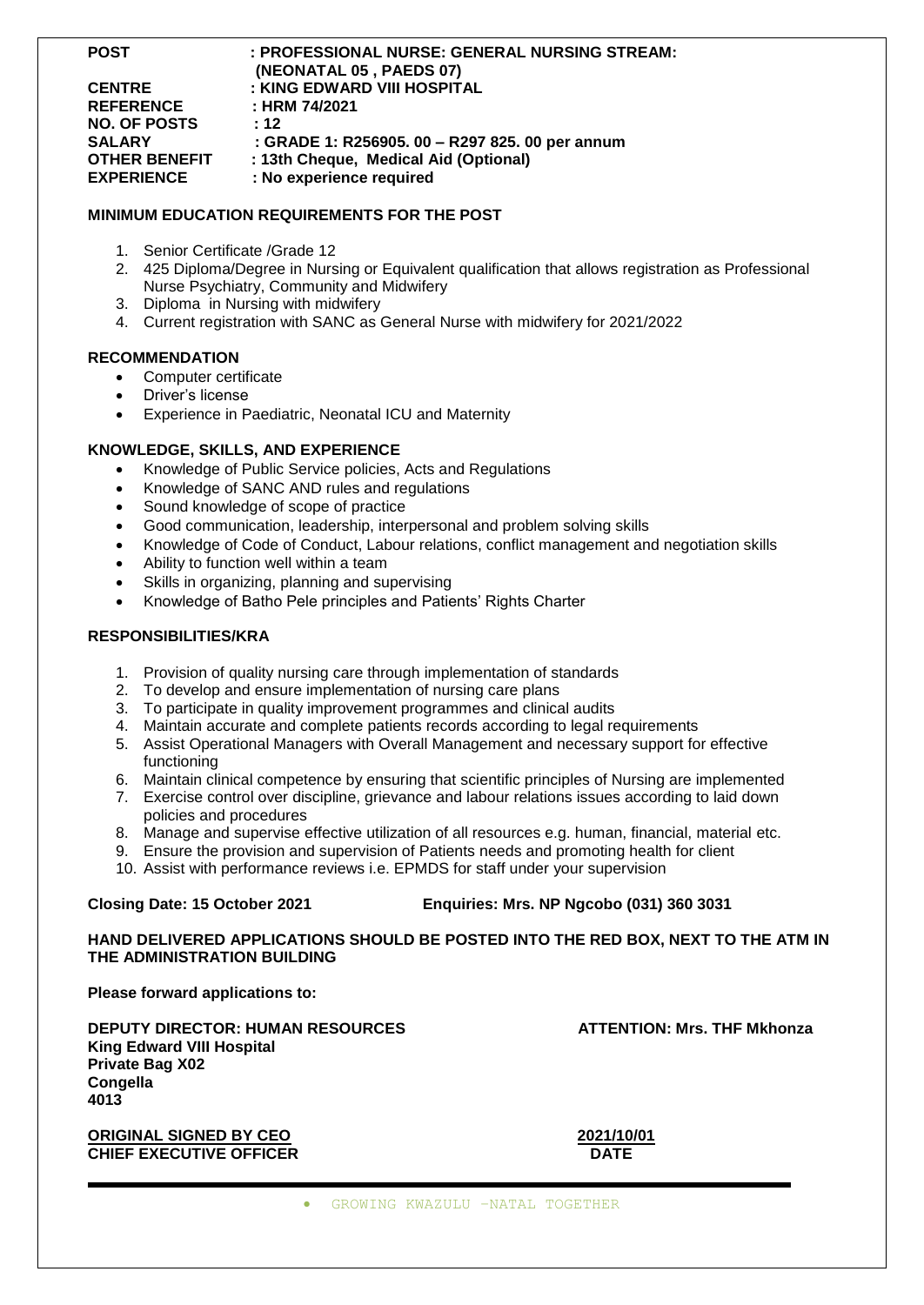| | |
|---|---|
| **POST** | **: PROFESSIONAL NURSE: GENERAL NURSING STREAM: (NEONATAL 05 , PAEDS 07)** |
| **CENTRE** | **: KING EDWARD VIII HOSPITAL** |
| **REFERENCE** | **: HRM 74/2021** |
| **NO. OF POSTS** | **: 12** |
| **SALARY** | **: GRADE 1: R256905. 00 – R297 825. 00 per annum** |
| **OTHER BENEFIT** | **: 13th Cheque, Medical Aid (Optional)** |
| **EXPERIENCE** | **: No experience required** |

**MINIMUM EDUCATION REQUIREMENTS FOR THE POST**

1. Senior Certificate /Grade 12
2. 425 Diploma/Degree in Nursing or Equivalent qualification that allows registration as Professional Nurse Psychiatry, Community and Midwifery
3. Diploma in Nursing with midwifery
4. Current registration with SANC as General Nurse with midwifery for 2021/2022

**RECOMMENDATION**

- Computer certificate
- Driver's license
- Experience in Paediatric, Neonatal ICU and Maternity

**KNOWLEDGE, SKILLS, AND EXPERIENCE**

- Knowledge of Public Service policies, Acts and Regulations
- Knowledge of SANC AND rules and regulations
- Sound knowledge of scope of practice
- Good communication, leadership, interpersonal and problem solving skills
- Knowledge of Code of Conduct, Labour relations, conflict management and negotiation skills
- Ability to function well within a team
- Skills in organizing, planning and supervising
- Knowledge of Batho Pele principles and Patients' Rights Charter

**RESPONSIBILITIES/KRA**

1. Provision of quality nursing care through implementation of standards
2. To develop and ensure implementation of nursing care plans
3. To participate in quality improvement programmes and clinical audits
4. Maintain accurate and complete patients records according to legal requirements
5. Assist Operational Managers with Overall Management and necessary support for effective functioning
6. Maintain clinical competence by ensuring that scientific principles of Nursing are implemented
7. Exercise control over discipline, grievance and labour relations issues according to laid down policies and procedures
8. Manage and supervise effective utilization of all resources e.g. human, financial, material etc.
9. Ensure the provision and supervision of Patients needs and promoting health for client
10. Assist with performance reviews i.e. EPMDS for staff under your supervision

**Closing Date: 15 October 2021** **Enquiries: Mrs. NP Ngcobo (031) 360 3031**

**HAND DELIVERED APPLICATIONS SHOULD BE POSTED INTO THE RED BOX, NEXT TO THE ATM IN THE ADMINISTRATION BUILDING**

**Please forward applications to:**

**DEPUTY DIRECTOR: HUMAN RESOURCES** **ATTENTION: Mrs. THF Mkhonza**
**King Edward VIII Hospital**
**Private Bag X02**
**Congella**
**4013**

**ORIGINAL SIGNED BY CEO** **2021/10/01**
**CHIEF EXECUTIVE OFFICER** **DATE**

- GROWING KWAZULU -NATAL TOGETHER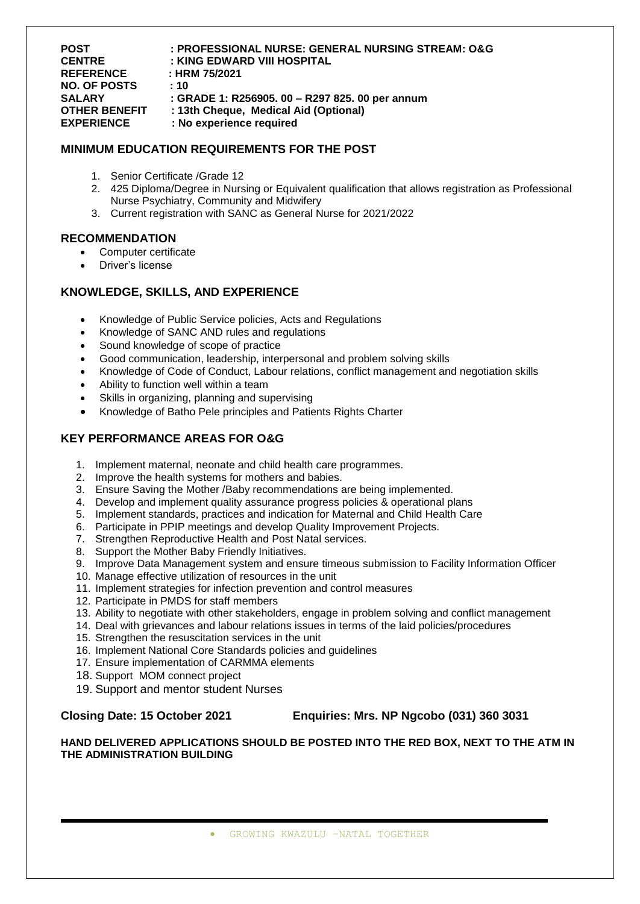**POST** : **PROFESSIONAL NURSE: GENERAL NURSING STREAM: O&G**
**CENTRE** : **KING EDWARD VIII HOSPITAL**
**REFERENCE** : **HRM 75/2021**
**NO. OF POSTS** : **10**
**SALARY** : **GRADE 1: R256905. 00 – R297 825. 00 per annum**
**OTHER BENEFIT** : **13th Cheque, Medical Aid (Optional)**
**EXPERIENCE** : **No experience required**

## MINIMUM EDUCATION REQUIREMENTS FOR THE POST

1. Senior Certificate /Grade 12
2. 425 Diploma/Degree in Nursing or Equivalent qualification that allows registration as Professional Nurse Psychiatry, Community and Midwifery
3. Current registration with SANC as General Nurse for 2021/2022

## RECOMMENDATION

- Computer certificate
- Driver's license

## KNOWLEDGE, SKILLS, AND EXPERIENCE

- Knowledge of Public Service policies, Acts and Regulations
- Knowledge of SANC AND rules and regulations
- Sound knowledge of scope of practice
- Good communication, leadership, interpersonal and problem solving skills
- Knowledge of Code of Conduct, Labour relations, conflict management and negotiation skills
- Ability to function well within a team
- Skills in organizing, planning and supervising
- Knowledge of Batho Pele principles and Patients Rights Charter

## KEY PERFORMANCE AREAS FOR O&G

1. Implement maternal, neonate and child health care programmes.
2. Improve the health systems for mothers and babies.
3. Ensure Saving the Mother /Baby recommendations are being implemented.
4. Develop and implement quality assurance progress policies & operational plans
5. Implement standards, practices and indication for Maternal and Child Health Care
6. Participate in PPIP meetings and develop Quality Improvement Projects.
7. Strengthen Reproductive Health and Post Natal services.
8. Support the Mother Baby Friendly Initiatives.
9. Improve Data Management system and ensure timeous submission to Facility Information Officer
10. Manage effective utilization of resources in the unit
11. Implement strategies for infection prevention and control measures
12. Participate in PMDS for staff members
13. Ability to negotiate with other stakeholders, engage in problem solving and conflict management
14. Deal with grievances and labour relations issues in terms of the laid policies/procedures
15. Strengthen the resuscitation services in the unit
16. Implement National Core Standards policies and guidelines
17. Ensure implementation of CARMMA elements
18. Support MOM connect project
19. Support and mentor student Nurses

**Closing Date: 15 October 2021** **Enquiries: Mrs. NP Ngcobo (031) 360 3031**

**HAND DELIVERED APPLICATIONS SHOULD BE POSTED INTO THE RED BOX, NEXT TO THE ATM IN THE ADMINISTRATION BUILDING**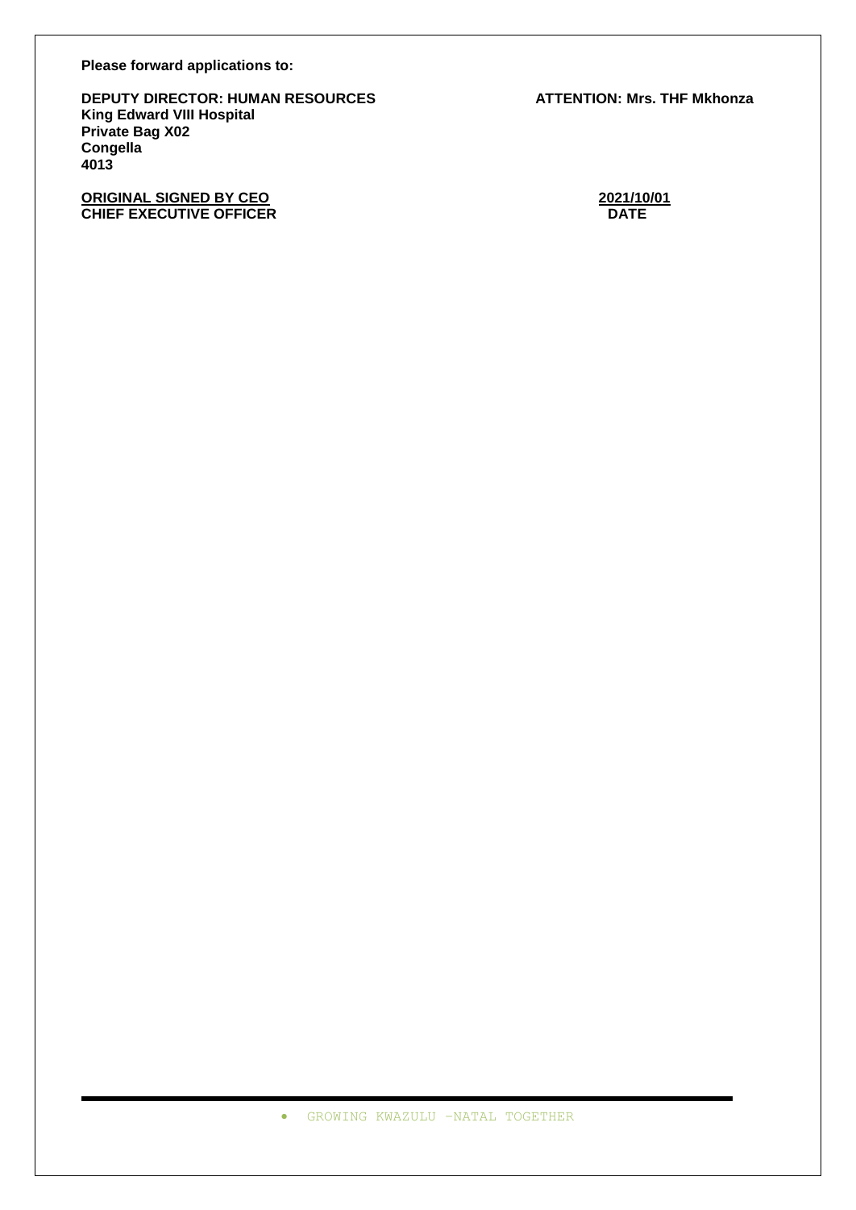**Please forward applications to:**

**DEPUTY DIRECTOR: HUMAN RESOURCES** **ATTENTION: Mrs. THF Mkhonza**
**King Edward VIII Hospital**
**Private Bag X02**
**Congella**
**4013**

**ORIGINAL SIGNED BY CEO** **2021/10/01**
**CHIEF EXECUTIVE OFFICER** **DATE**